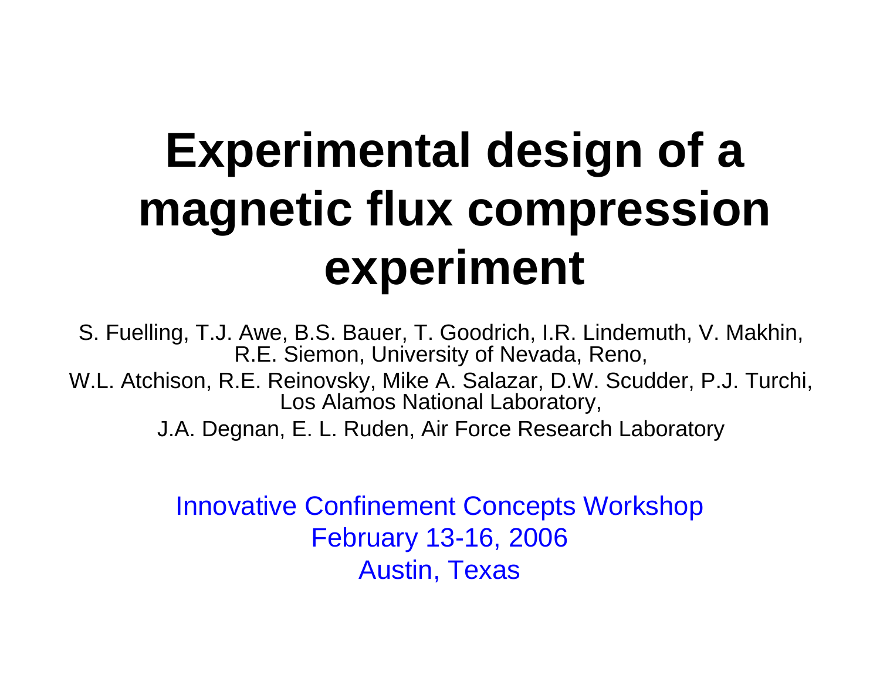# Experimental design of a magnetic flux compression experiment

S. Fuelling, T.J. Awe, B.S. Bauer, T. Goodrich, I.R. Lindemuth, V. Makhin, R.E. Siemon, University of Nevada, Reno,

W.L. Atchison, R.E. Reinovsky, Mike A. Salazar, D.W. Scudder, P.J. Turchi, Los Alamos National Laboratory,

J.A. Degnan, E. L. Ruden, Air Force Research Laboratory

Innovative Confinement Concepts Workshop  
February 13-16, 2006  
Austin, Texas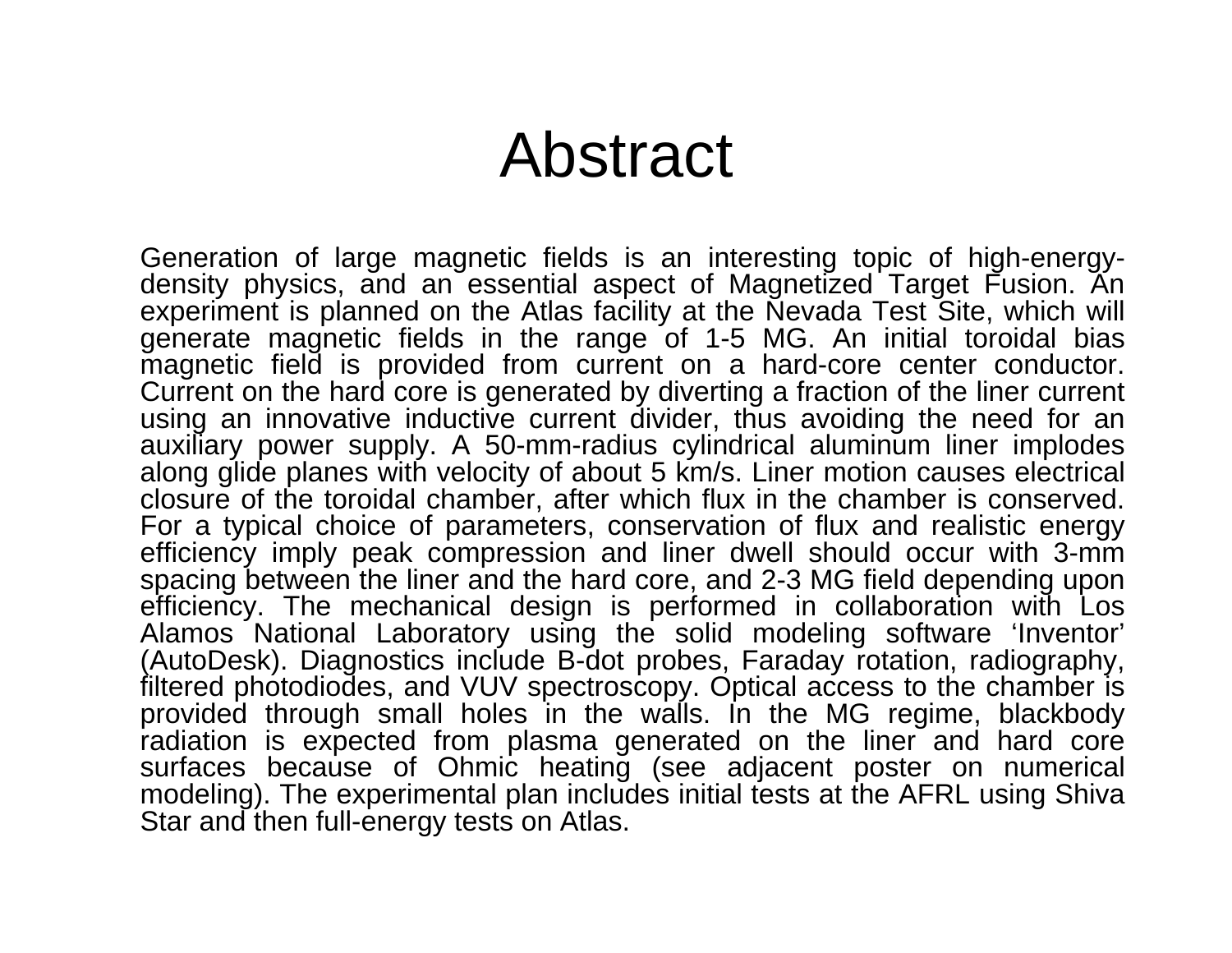# Abstract

Generation of large magnetic fields is an interesting topic of high-energy-density physics, and an essential aspect of Magnetized Target Fusion. An experiment is planned on the Atlas facility at the Nevada Test Site, which will generate magnetic fields in the range of 1-5 MG. An initial toroidal bias magnetic field is provided from current on a hard-core center conductor. Current on the hard core is generated by diverting a fraction of the liner current using an innovative inductive current divider, thus avoiding the need for an auxiliary power supply. A 50-mm-radius cylindrical aluminum liner implodes along glide planes with velocity of about 5 km/s. Liner motion causes electrical closure of the toroidal chamber, after which flux in the chamber is conserved. For a typical choice of parameters, conservation of flux and realistic energy efficiency imply peak compression and liner dwell should occur with 3-mm spacing between the liner and the hard core, and 2-3 MG field depending upon efficiency. The mechanical design is performed in collaboration with Los Alamos National Laboratory using the solid modeling software ‘Inventor’ (AutoDesk). Diagnostics include B-dot probes, Faraday rotation, radiography, filtered photodiodes, and VUV spectroscopy. Optical access to the chamber is provided through small holes in the walls. In the MG regime, blackbody radiation is expected from plasma generated on the liner and hard core surfaces because of Ohmic heating (see adjacent poster on numerical modeling). The experimental plan includes initial tests at the AFRL using Shiva Star and then full-energy tests on Atlas.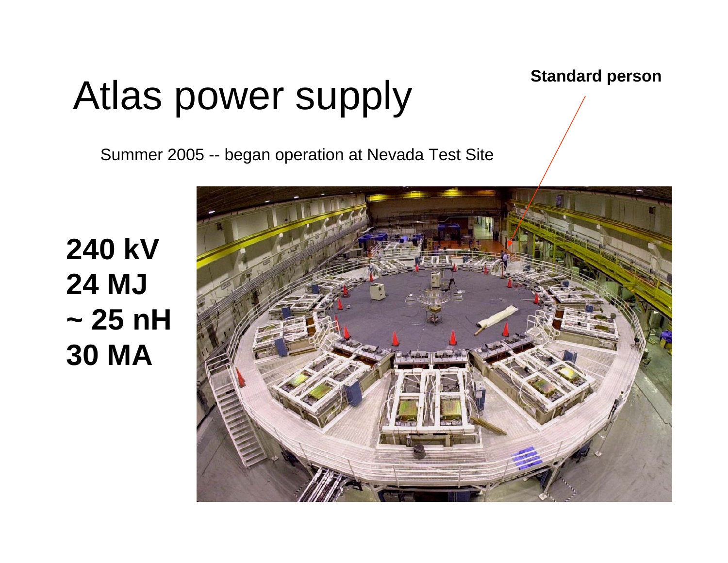# Atlas power supply

**Standard person**

Summer 2005 -- began operation at Nevada Test Site

**240 kV**
**24 MJ**
**~ 25 nH**
**30 MA**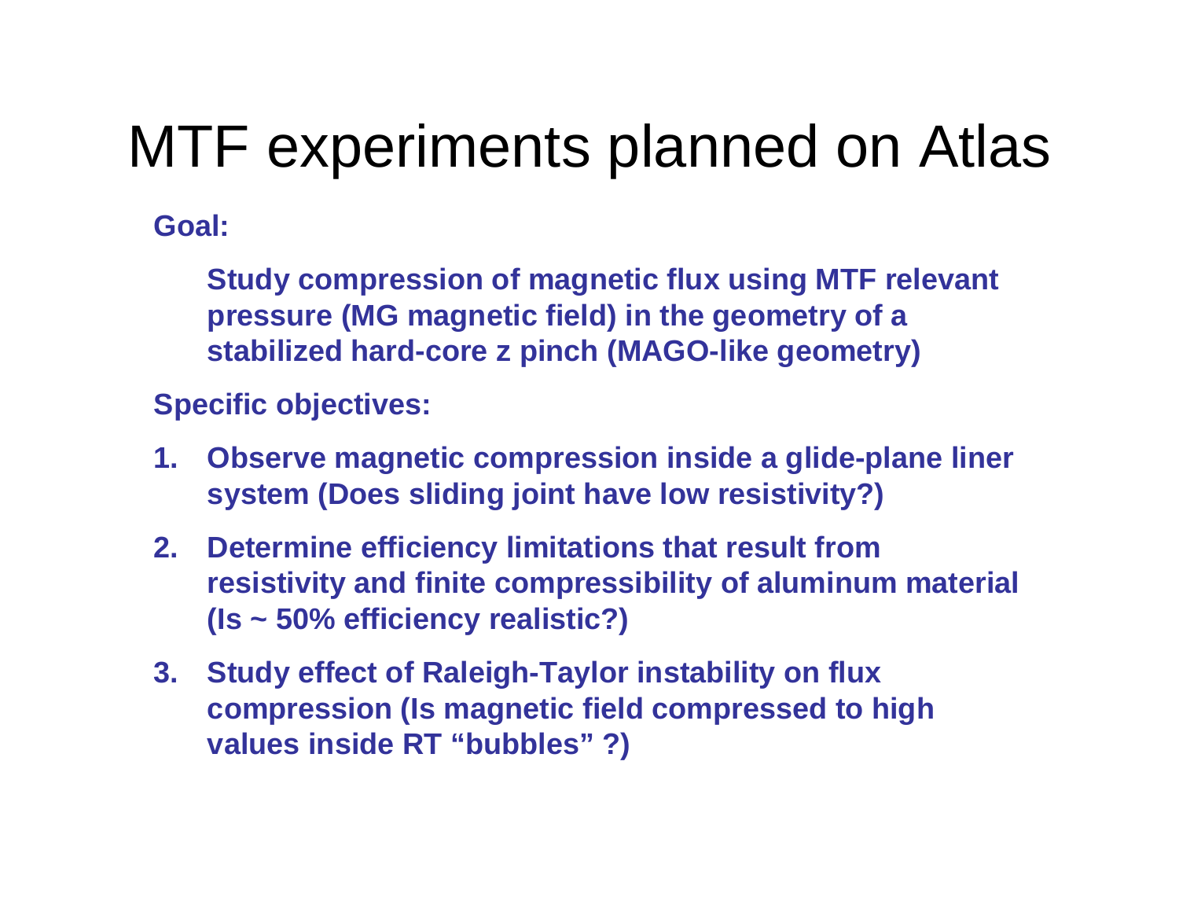# MTF experiments planned on Atlas

**Goal:**

**Study compression of magnetic flux using MTF relevant pressure (MG magnetic field) in the geometry of a stabilized hard-core z pinch (MAGO-like geometry)**

**Specific objectives:**

1. **Observe magnetic compression inside a glide-plane liner system (Does sliding joint have low resistivity?)**
2. **Determine efficiency limitations that result from resistivity and finite compressibility of aluminum material (Is ~ 50% efficiency realistic?)**
3. **Study effect of Raleigh-Taylor instability on flux compression (Is magnetic field compressed to high values inside RT "bubbles" ?)**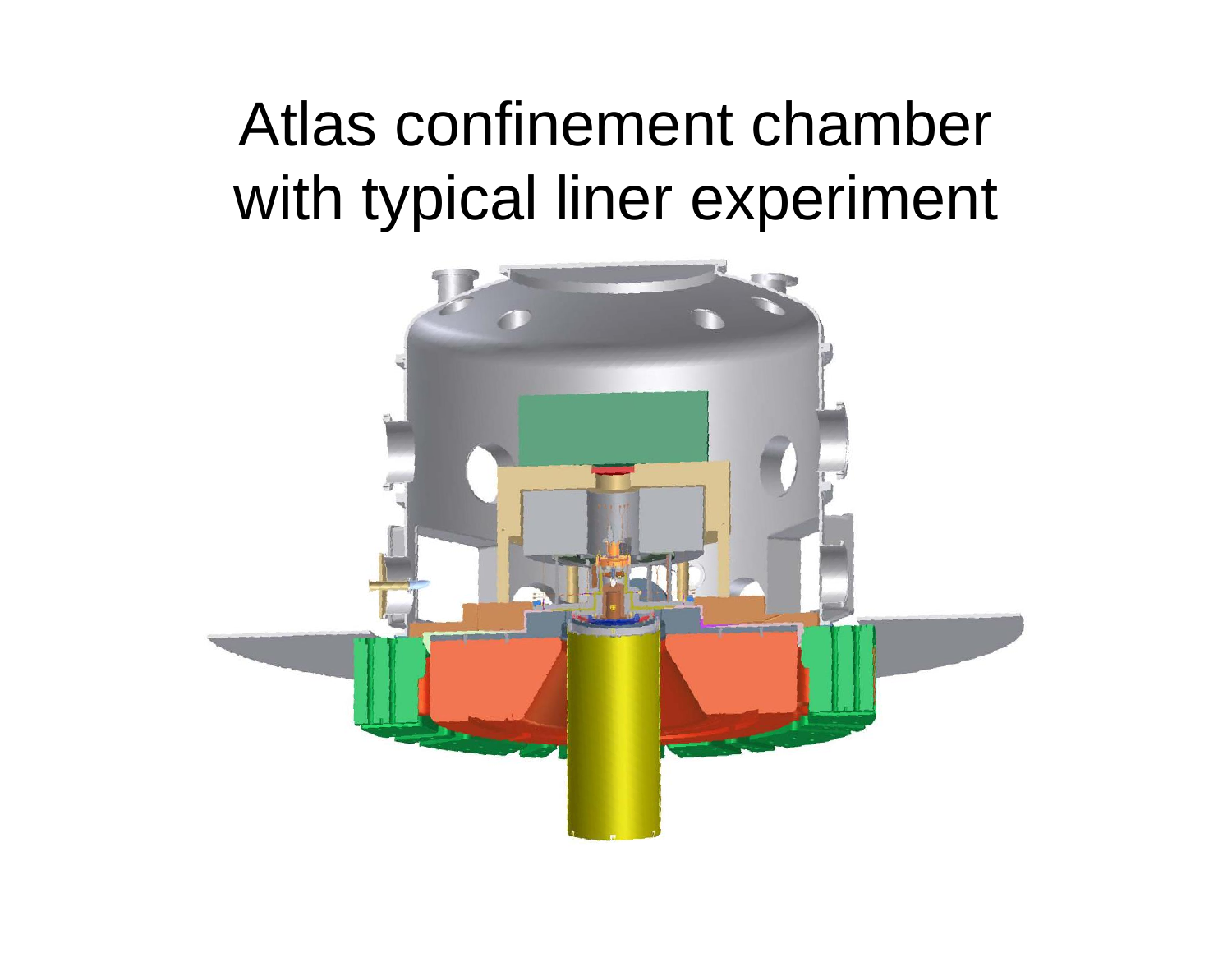# Atlas confinement chamber with typical liner experiment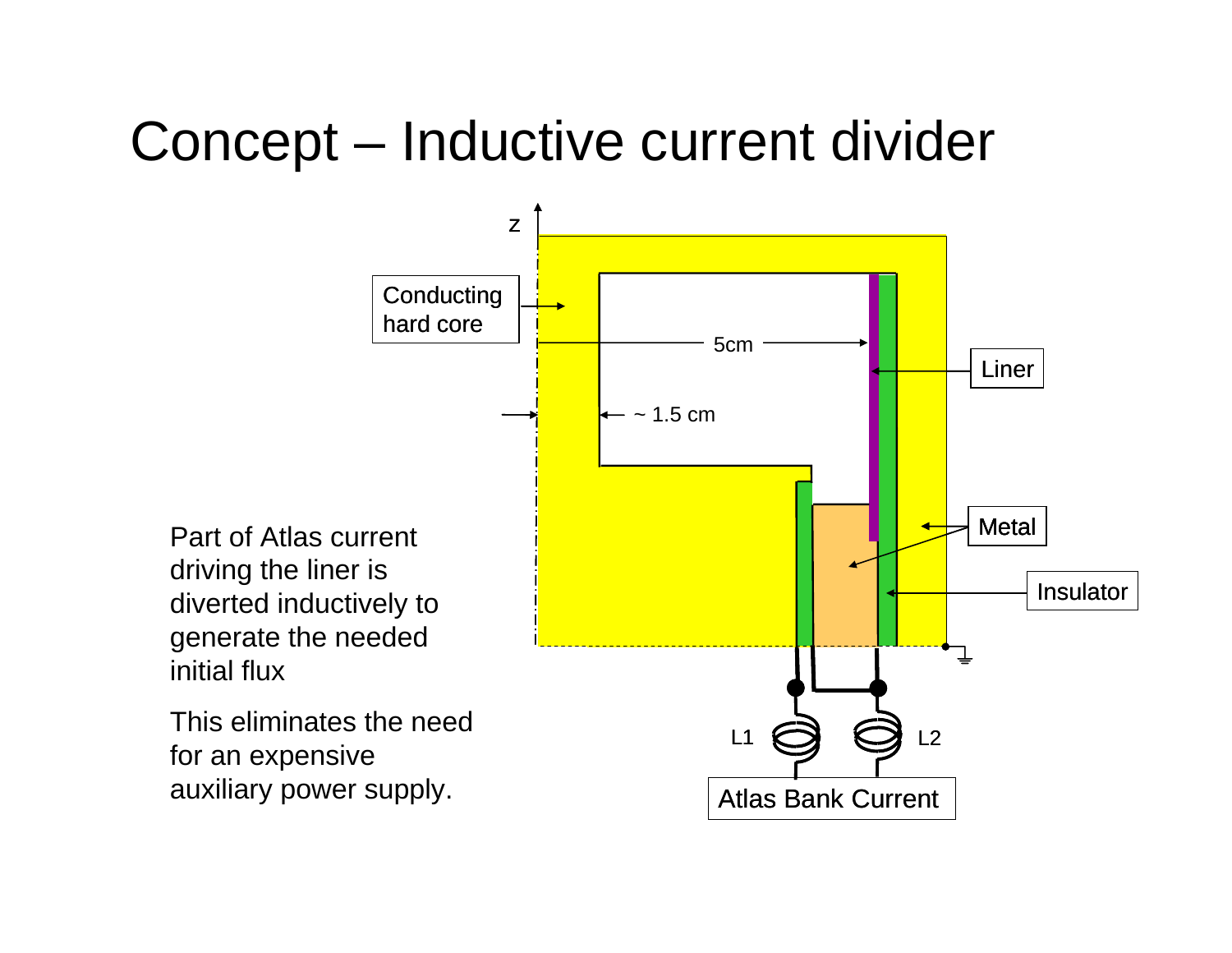# Concept – Inductive current divider

Part of Atlas current driving the liner is diverted inductively to generate the needed initial flux

This eliminates the need for an expensive auxiliary power supply.

z

Conducting hard core

5cm

~ 1.5 cm

Liner

Metal

Insulator

L1

L2

Atlas Bank Current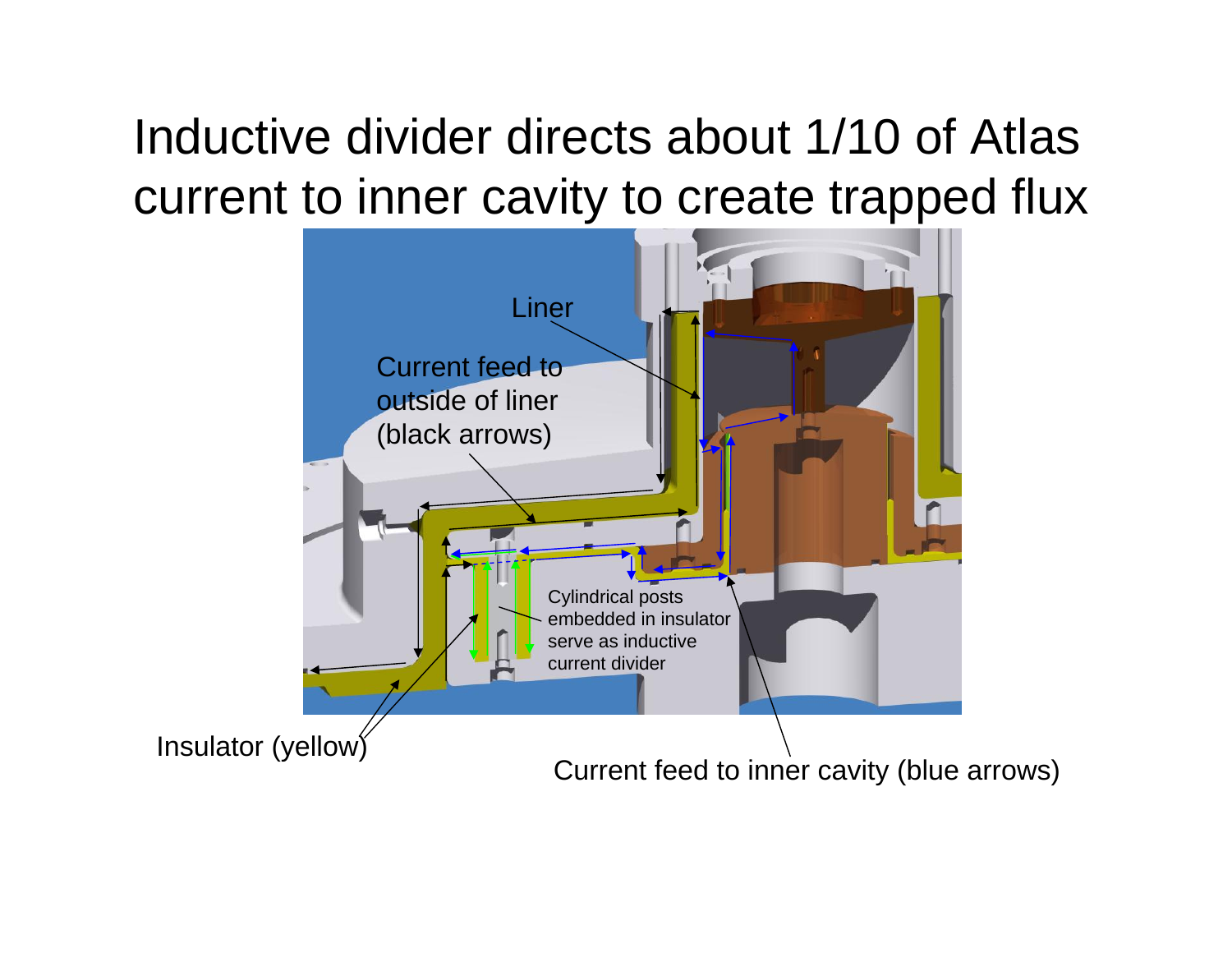# Inductive divider directs about 1/10 of Atlas current to inner cavity to create trapped flux

Liner

Current feed to outside of liner (black arrows)

Cylindrical posts embedded in insulator serve as inductive current divider

Insulator (yellow)

Current feed to inner cavity (blue arrows)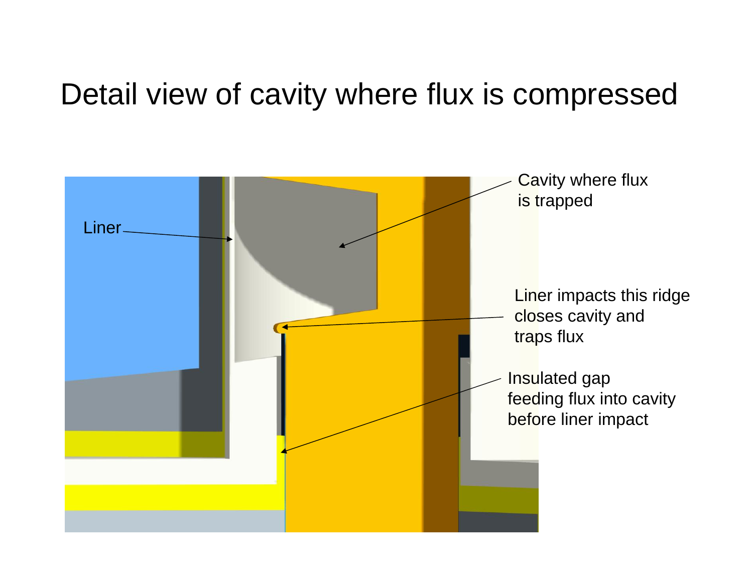# Detail view of cavity where flux is compressed

Liner

Cavity where flux is trapped

Liner impacts this ridge closes cavity and traps flux

Insulated gap feeding flux into cavity before liner impact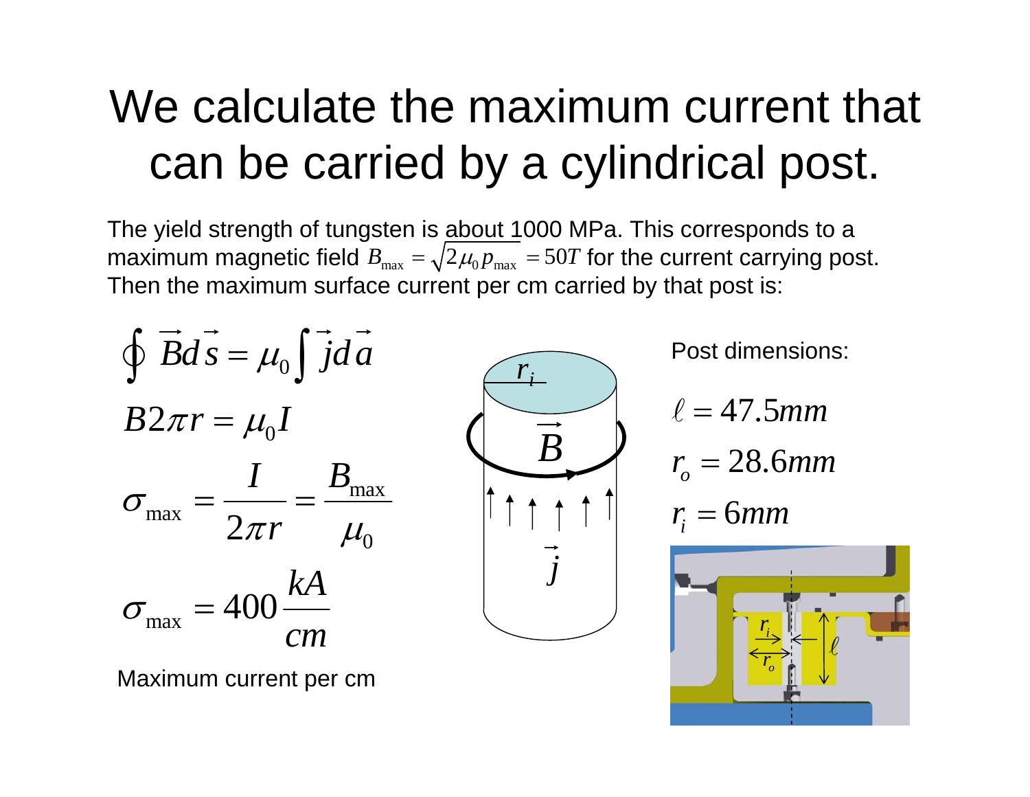# We calculate the maximum current that can be carried by a cylindrical post.

The yield strength of tungsten is about 1000 MPa. This corresponds to a maximum magnetic field $B_{\max} = \sqrt{2\mu_0 p_{\max}} = 50T$ for the current carrying post. Then the maximum surface current per cm carried by that post is:

$$\oint \vec{B} d\vec{s} = \mu_0 \int \vec{j} d\vec{a}$$

$$B 2\pi r = \mu_0 I$$

$$\sigma_{\max} = \frac{I}{2\pi r} = \frac{B_{\max}}{\mu_0}$$

$$\sigma_{\max} = 400 \frac{kA}{cm}$$

Maximum current per cm

Post dimensions:

$$\ell = 47.5mm$$

$$r_o = 28.6mm$$

$$r_i = 6mm$$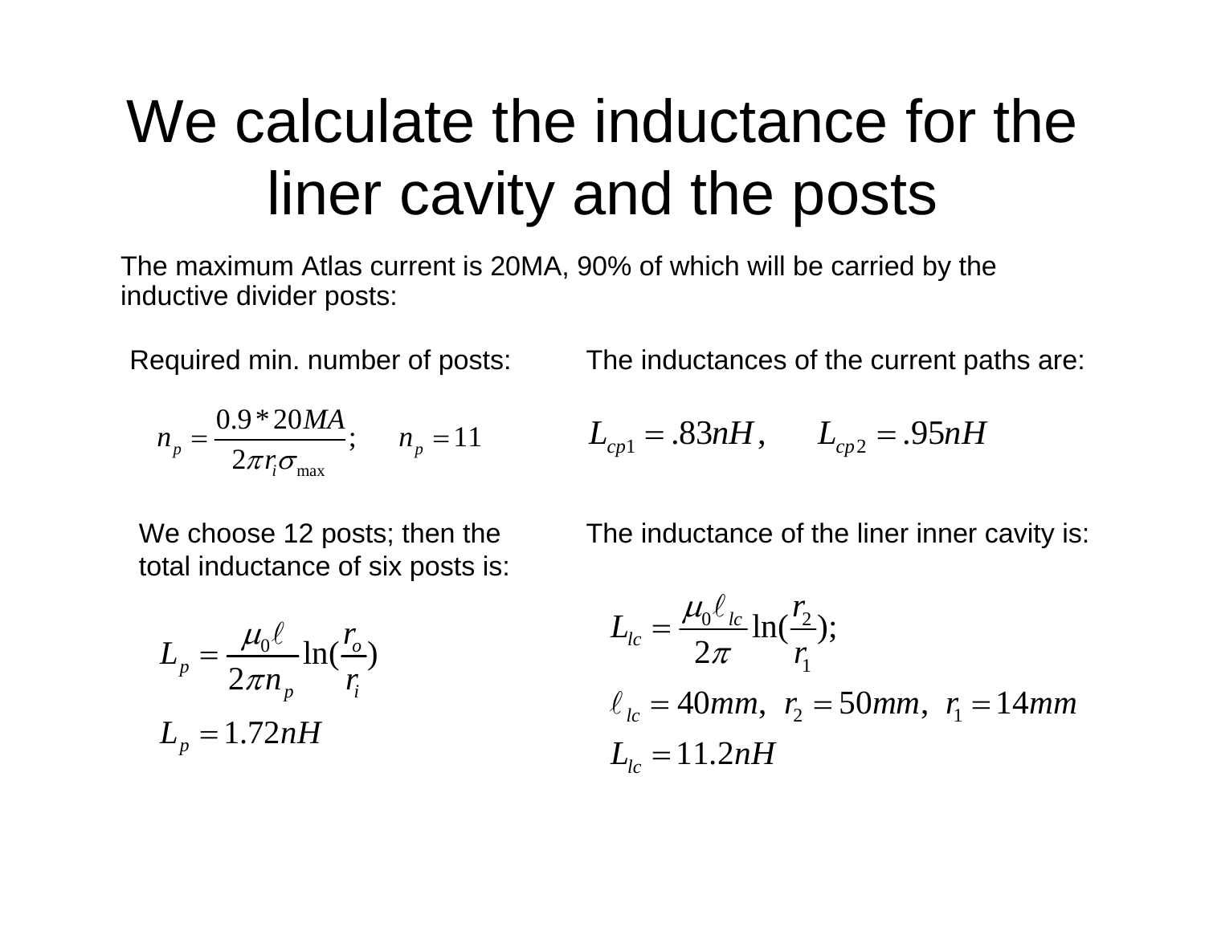# We calculate the inductance for the liner cavity and the posts

The maximum Atlas current is 20MA, 90% of which will be carried by the inductive divider posts:

Required min. number of posts:

$$n_p = \frac{0.9 * 20MA}{2\pi r_i \sigma_{max}}; \quad n_p = 11$$

We choose 12 posts; then the total inductance of six posts is:

$$L_p = \frac{\mu_0 \ell}{2\pi n_p} \ln(\frac{r_o}{r_i})$$

$$L_p = 1.72nH$$

The inductances of the current paths are:

$$L_{cp1} = .83nH, \quad L_{cp2} = .95nH$$

The inductance of the liner inner cavity is:

$$L_{lc} = \frac{\mu_0 \ell_{lc}}{2\pi} \ln(\frac{r_2}{r_1});$$

$$\ell_{lc} = 40mm, \ r_2 = 50mm, \ r_1 = 14mm$$

$$L_{lc} = 11.2nH$$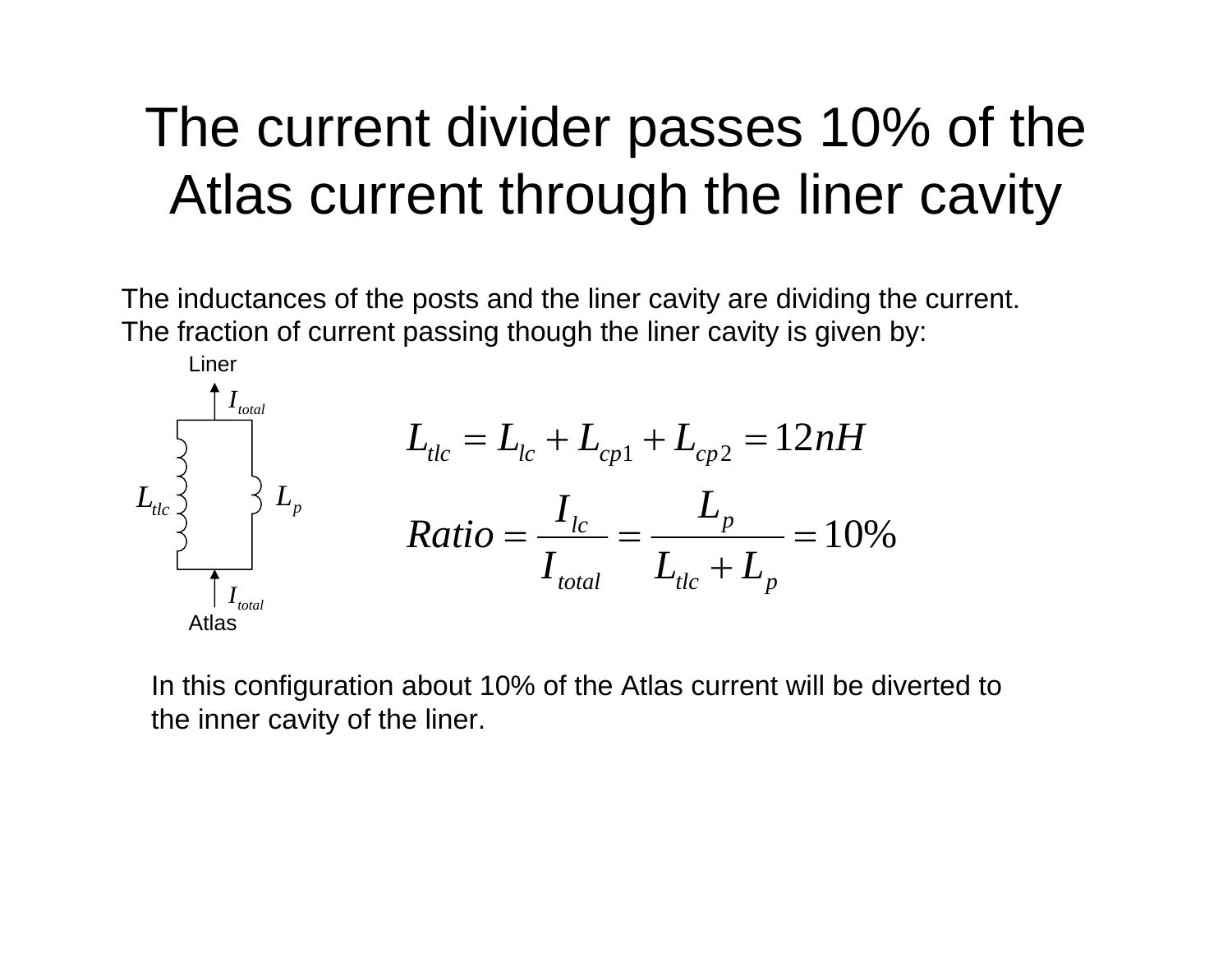# The current divider passes 10% of the Atlas current through the liner cavity

The inductances of the posts and the liner cavity are dividing the current.
The fraction of current passing though the liner cavity is given by:

Liner

$I_{total}$

$L_{tlc}$ $L_p$

$I_{total}$

Atlas

$$L_{tlc} = L_{lc} + L_{cp1} + L_{cp2} = 12nH$$

$$Ratio = \frac{I_{lc}}{I_{total}} = \frac{L_p}{L_{tlc} + L_p} = 10\%$$

In this configuration about 10% of the Atlas current will be diverted to the inner cavity of the liner.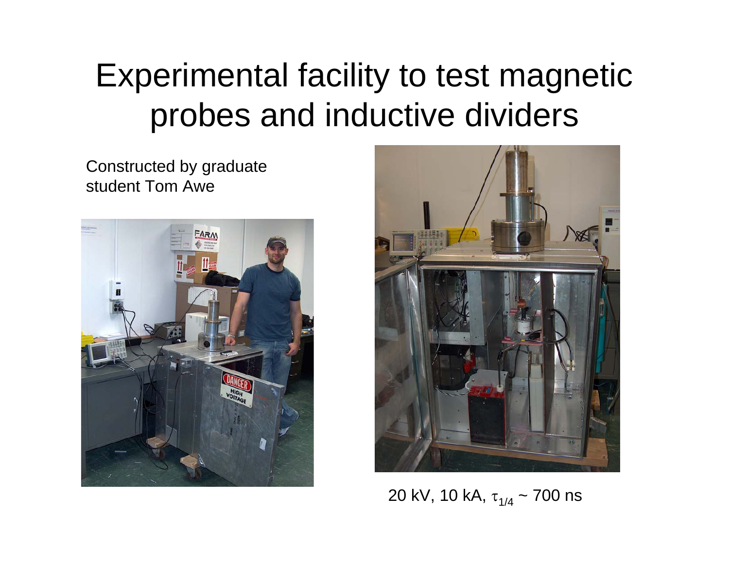# Experimental facility to test magnetic probes and inductive dividers

Constructed by graduate student Tom Awe

20 kV, 10 kA, $\tau_{1/4}$ ~ 700 ns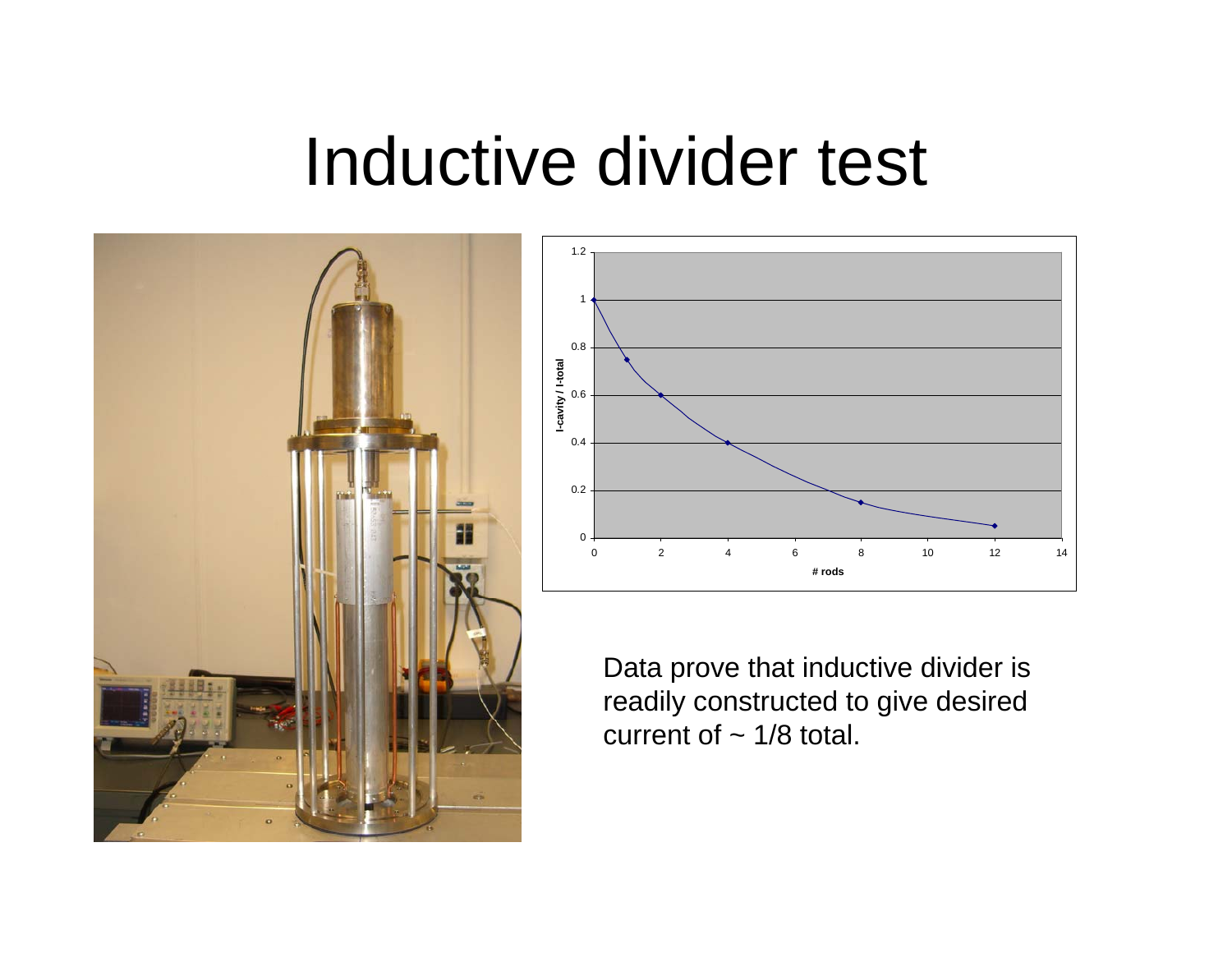# Inductive divider test

Data prove that inductive divider is readily constructed to give desired current of ~ 1/8 total.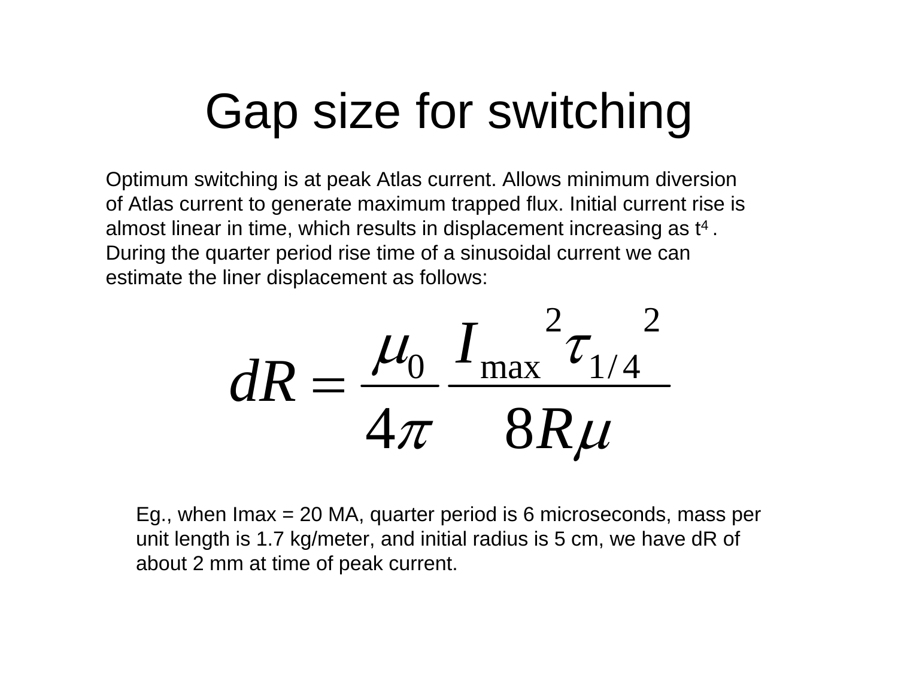# Gap size for switching

Optimum switching is at peak Atlas current. Allows minimum diversion of Atlas current to generate maximum trapped flux. Initial current rise is almost linear in time, which results in displacement increasing as $t^4$. During the quarter period rise time of a sinusoidal current we can estimate the liner displacement as follows:

$$dR = \frac{\mu_0}{4\pi} \frac{I_{\max}{}^2 \tau_{1/4}{}^2}{8R\mu}$$

Eg., when Imax = 20 MA, quarter period is 6 microseconds, mass per unit length is 1.7 kg/meter, and initial radius is 5 cm, we have dR of about 2 mm at time of peak current.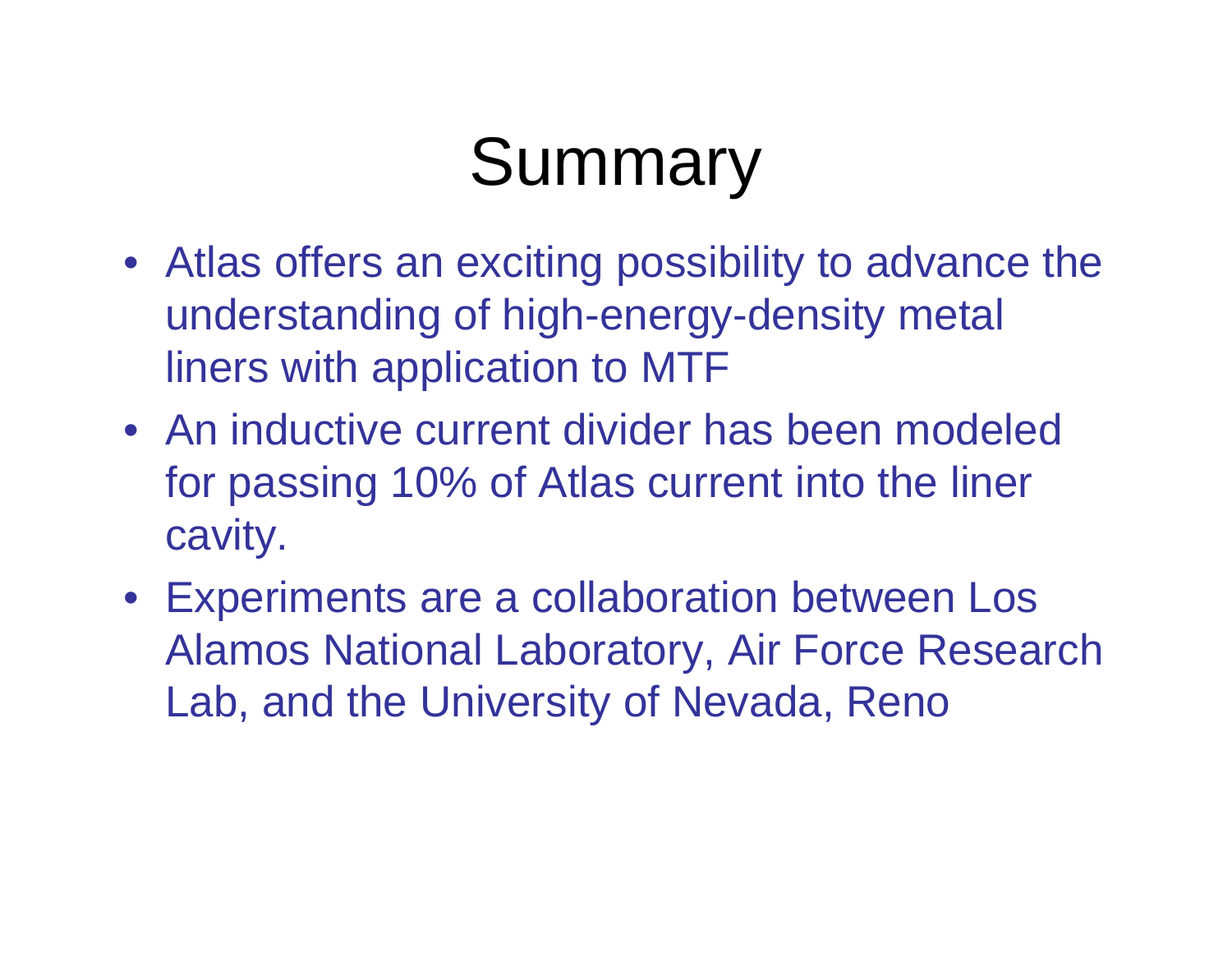# Summary

- Atlas offers an exciting possibility to advance the understanding of high-energy-density metal liners with application to MTF
- An inductive current divider has been modeled for passing 10% of Atlas current into the liner cavity.
- Experiments are a collaboration between Los Alamos National Laboratory, Air Force Research Lab, and the University of Nevada, Reno